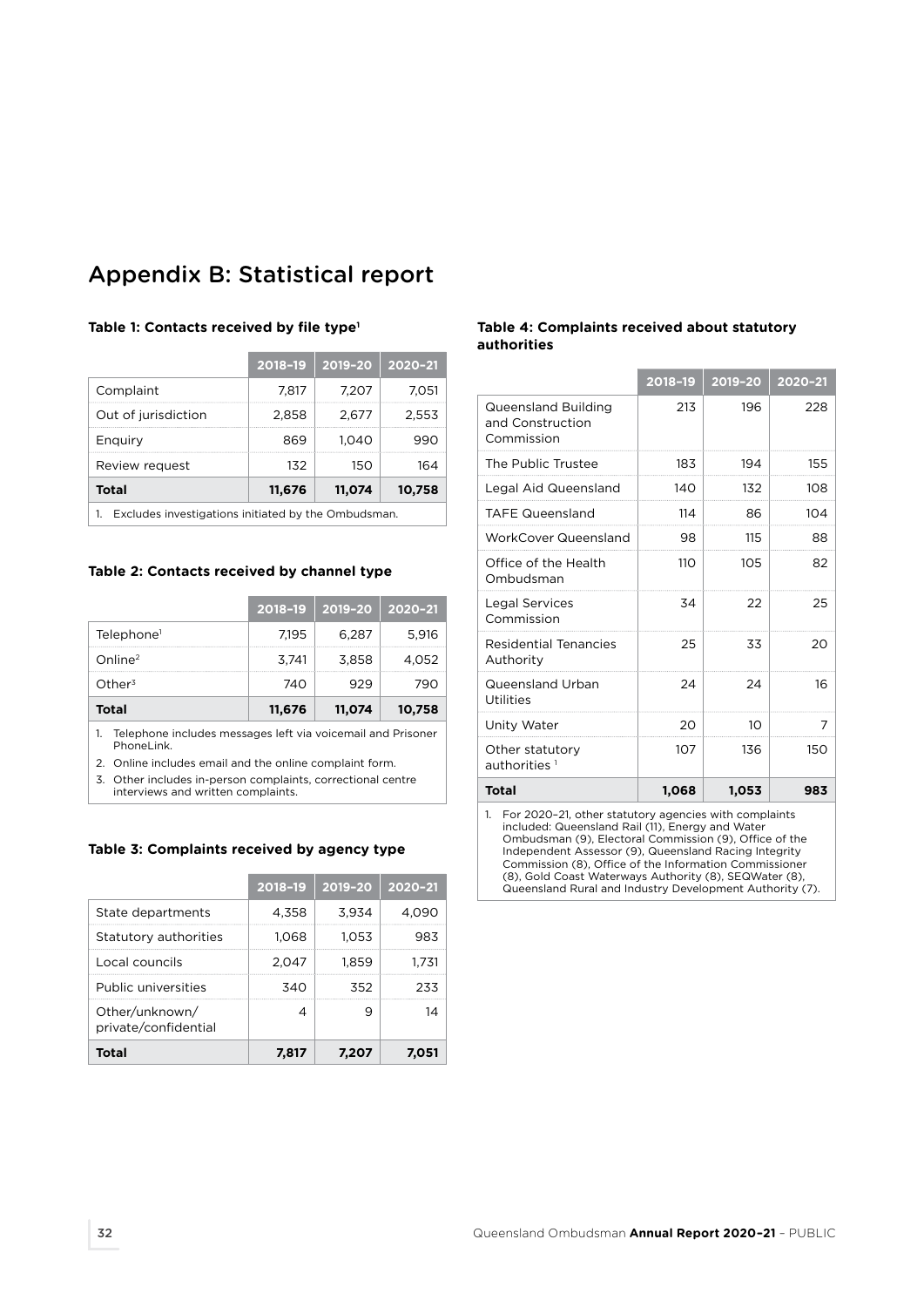# Appendix B: Statistical report

### Table 1: Contacts received by file type[1]

| | 2018–19 | 2019–20 | 2020–21 |
|---|---|---|---|
| Complaint | 7,817 | 7,207 | 7,051 |
| Out of jurisdiction | 2,858 | 2,677 | 2,553 |
| Enquiry | 869 | 1,040 | 990 |
| Review request | 132 | 150 | 164 |
| **Total** | **11,676** | **11,074** | **10,758** |

1. Excludes investigations initiated by the Ombudsman.

### Table 2: Contacts received by channel type

| | 2018–19 | 2019–20 | 2020–21 |
|---|---|---|---|
| Telephone[1] | 7,195 | 6,287 | 5,916 |
| Online[2] | 3,741 | 3,858 | 4,052 |
| Other[3] | 740 | 929 | 790 |
| **Total** | **11,676** | **11,074** | **10,758** |

1. Telephone includes messages left via voicemail and Prisoner PhoneLink.
2. Online includes email and the online complaint form.
3. Other includes in-person complaints, correctional centre interviews and written complaints.

### Table 3: Complaints received by agency type

| | 2018–19 | 2019–20 | 2020–21 |
|---|---|---|---|
| State departments | 4,358 | 3,934 | 4,090 |
| Statutory authorities | 1,068 | 1,053 | 983 |
| Local councils | 2,047 | 1,859 | 1,731 |
| Public universities | 340 | 352 | 233 |
| Other/unknown/ private/confidential | 4 | 9 | 14 |
| **Total** | **7,817** | **7,207** | **7,051** |

### Table 4: Complaints received about statutory authorities

| | 2018–19 | 2019–20 | 2020–21 |
|---|---|---|---|
| Queensland Building and Construction Commission | 213 | 196 | 228 |
| The Public Trustee | 183 | 194 | 155 |
| Legal Aid Queensland | 140 | 132 | 108 |
| TAFE Queensland | 114 | 86 | 104 |
| WorkCover Queensland | 98 | 115 | 88 |
| Office of the Health Ombudsman | 110 | 105 | 82 |
| Legal Services Commission | 34 | 22 | 25 |
| Residential Tenancies Authority | 25 | 33 | 20 |
| Queensland Urban Utilities | 24 | 24 | 16 |
| Unity Water | 20 | 10 | 7 |
| Other statutory authorities [1] | 107 | 136 | 150 |
| **Total** | **1,068** | **1,053** | **983** |

1. For 2020–21, other statutory agencies with complaints included: Queensland Rail (11), Energy and Water Ombudsman (9), Electoral Commission (9), Office of the Independent Assessor (9), Queensland Racing Integrity Commission (8), Office of the Information Commissioner (8), Gold Coast Waterways Authority (8), SEQWater (8), Queensland Rural and Industry Development Authority (7).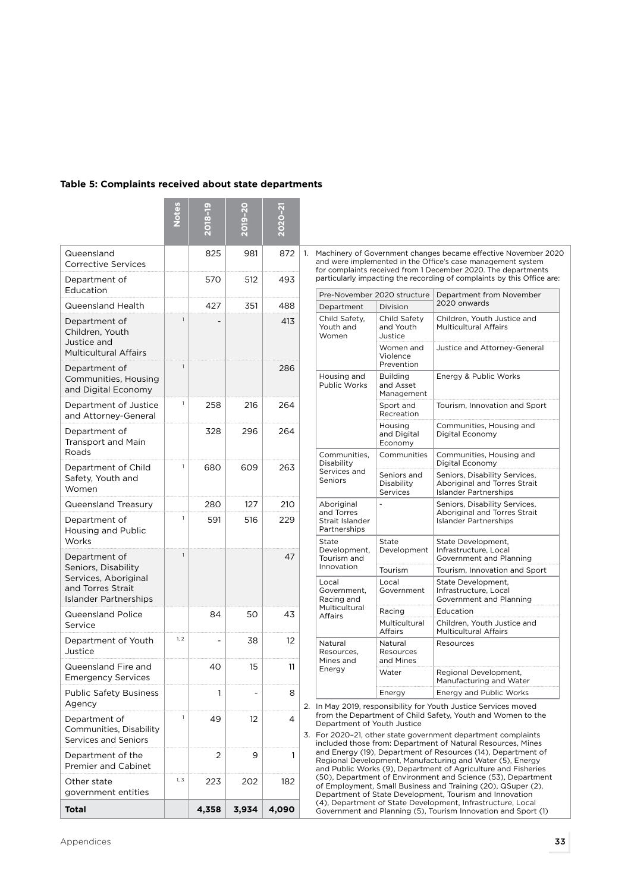**Table 5: Complaints received about state departments**

| | Notes | 2018–19 | 2019–20 | 2020–21 |
|---|---|---|---|---|
| Queensland Corrective Services | | 825 | 981 | 872 |
| Department of Education | | 570 | 512 | 493 |
| Queensland Health | | 427 | 351 | 488 |
| Department of Children, Youth Justice and Multicultural Affairs | 1 | - | | 413 |
| Department of Communities, Housing and Digital Economy | 1 | | | 286 |
| Department of Justice and Attorney-General | 1 | 258 | 216 | 264 |
| Department of Transport and Main Roads | | 328 | 296 | 264 |
| Department of Child Safety, Youth and Women | 1 | 680 | 609 | 263 |
| Queensland Treasury | | 280 | 127 | 210 |
| Department of Housing and Public Works | 1 | 591 | 516 | 229 |
| Department of Seniors, Disability Services, Aboriginal and Torres Strait Islander Partnerships | 1 | | | 47 |
| Queensland Police Service | | 84 | 50 | 43 |
| Department of Youth Justice | 1, 2 | - | 38 | 12 |
| Queensland Fire and Emergency Services | | 40 | 15 | 11 |
| Public Safety Business Agency | | 1 | - | 8 |
| Department of Communities, Disability Services and Seniors | 1 | 49 | 12 | 4 |
| Department of the Premier and Cabinet | | 2 | 9 | 1 |
| Other state government entities | 1, 3 | 223 | 202 | 182 |
| **Total** | | **4,358** | **3,934** | **4,090** |

1. Machinery of Government changes became effective November 2020 and were implemented in the Office's case management system for complaints received from 1 December 2020. The departments particularly impacting the recording of complaints by this Office are:

| Pre-November 2020 structure | | Department from November 2020 onwards |
|---|---|---|
| Department | Division | |
| Child Safety, Youth and Women | Child Safety and Youth Justice | Children, Youth Justice and Multicultural Affairs |
| | Women and Violence Prevention | Justice and Attorney-General |
| Housing and Public Works | Building and Asset Management | Energy & Public Works |
| | Sport and Recreation | Tourism, Innovation and Sport |
| | Housing and Digital Economy | Communities, Housing and Digital Economy |
| Communities, Disability Services and Seniors | Communities | Communities, Housing and Digital Economy |
| | Seniors and Disability Services | Seniors, Disability Services, Aboriginal and Torres Strait Islander Partnerships |
| Aboriginal and Torres Strait Islander Partnerships | - | Seniors, Disability Services, Aboriginal and Torres Strait Islander Partnerships |
| State Development, Tourism and Innovation | State Development | State Development, Infrastructure, Local Government and Planning |
| | Tourism | Tourism, Innovation and Sport |
| Local Government, Racing and Multicultural Affairs | Local Government | State Development, Infrastructure, Local Government and Planning |
| | Racing | Education |
| | Multicultural Affairs | Children, Youth Justice and Multicultural Affairs |
| Natural Resources, Mines and Energy | Natural Resources and Mines | Resources |
| | Water | Regional Development, Manufacturing and Water |
| | Energy | Energy and Public Works |

2. In May 2019, responsibility for Youth Justice Services moved from the Department of Child Safety, Youth and Women to the Department of Youth Justice
3. For 2020–21, other state government department complaints included those from: Department of Natural Resources, Mines and Energy (19), Department of Resources (14), Department of Regional Development, Manufacturing and Water (5), Energy and Public Works (9), Department of Agriculture and Fisheries (50), Department of Environment and Science (53), Department of Employment, Small Business and Training (20), QSuper (2), Department of State Development, Tourism and Innovation (4), Department of State Development, Infrastructure, Local Government and Planning (5), Tourism Innovation and Sport (1)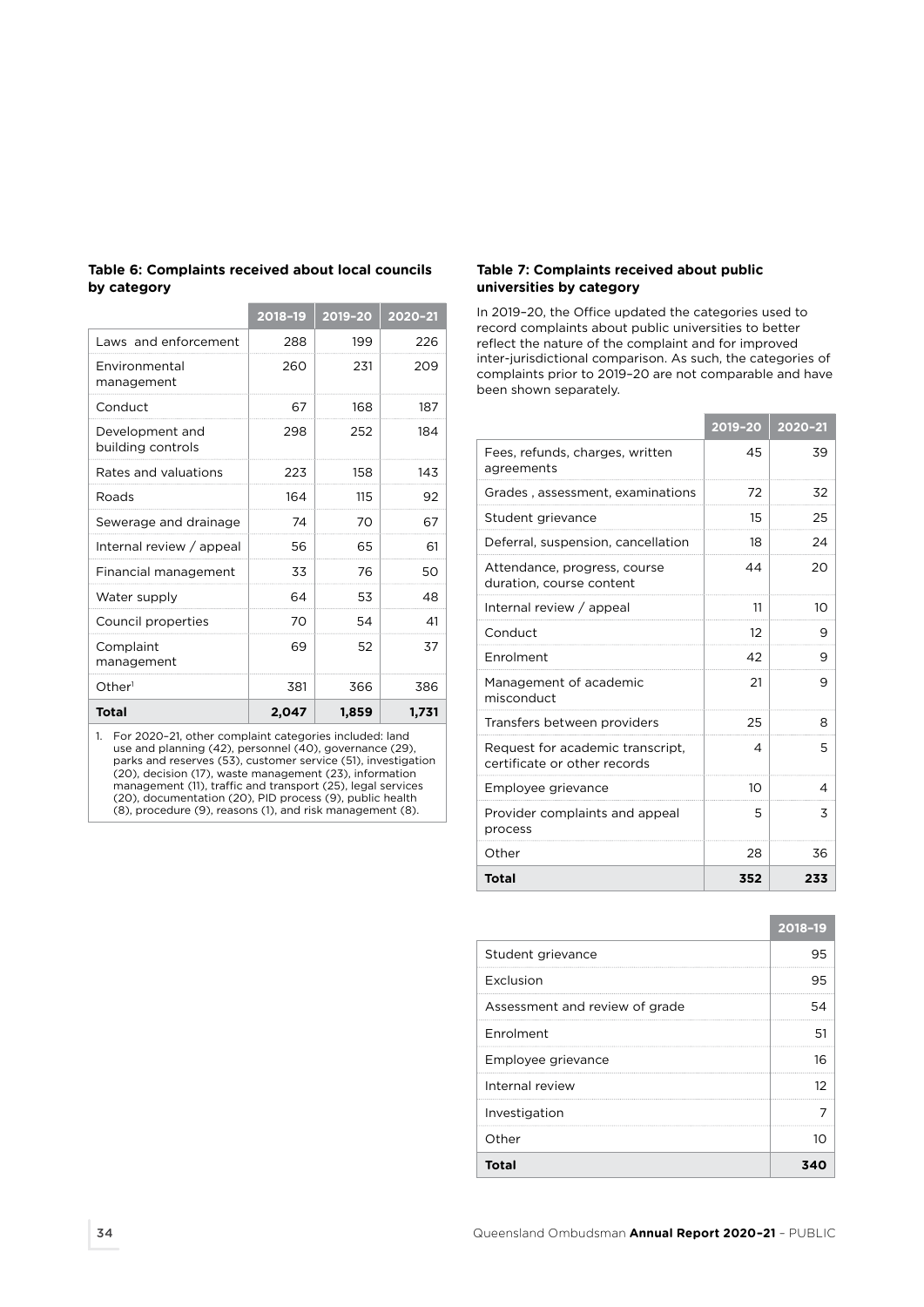**Table 6: Complaints received about local councils by category**

| | 2018–19 | 2019–20 | 2020–21 |
|---|---|---|---|
| Laws and enforcement | 288 | 199 | 226 |
| Environmental management | 260 | 231 | 209 |
| Conduct | 67 | 168 | 187 |
| Development and building controls | 298 | 252 | 184 |
| Rates and valuations | 223 | 158 | 143 |
| Roads | 164 | 115 | 92 |
| Sewerage and drainage | 74 | 70 | 67 |
| Internal review / appeal | 56 | 65 | 61 |
| Financial management | 33 | 76 | 50 |
| Water supply | 64 | 53 | 48 |
| Council properties | 70 | 54 | 41 |
| Complaint management | 69 | 52 | 37 |
| Other[1] | 381 | 366 | 386 |
| **Total** | **2,047** | **1,859** | **1,731** |

1. For 2020–21, other complaint categories included: land use and planning (42), personnel (40), governance (29), parks and reserves (53), customer service (51), investigation (20), decision (17), waste management (23), information management (11), traffic and transport (25), legal services (20), documentation (20), PID process (9), public health (8), procedure (9), reasons (1), and risk management (8).

**Table 7: Complaints received about public universities by category**

In 2019–20, the Office updated the categories used to record complaints about public universities to better reflect the nature of the complaint and for improved inter-jurisdictional comparison. As such, the categories of complaints prior to 2019–20 are not comparable and have been shown separately.

| | 2019–20 | 2020–21 |
|---|---|---|
| Fees, refunds, charges, written agreements | 45 | 39 |
| Grades , assessment, examinations | 72 | 32 |
| Student grievance | 15 | 25 |
| Deferral, suspension, cancellation | 18 | 24 |
| Attendance, progress, course duration, course content | 44 | 20 |
| Internal review / appeal | 11 | 10 |
| Conduct | 12 | 9 |
| Enrolment | 42 | 9 |
| Management of academic misconduct | 21 | 9 |
| Transfers between providers | 25 | 8 |
| Request for academic transcript, certificate or other records | 4 | 5 |
| Employee grievance | 10 | 4 |
| Provider complaints and appeal process | 5 | 3 |
| Other | 28 | 36 |
| **Total** | **352** | **233** |

| | 2018–19 |
|---|---|
| Student grievance | 95 |
| Exclusion | 95 |
| Assessment and review of grade | 54 |
| Enrolment | 51 |
| Employee grievance | 16 |
| Internal review | 12 |
| Investigation | 7 |
| Other | 10 |
| **Total** | **340** |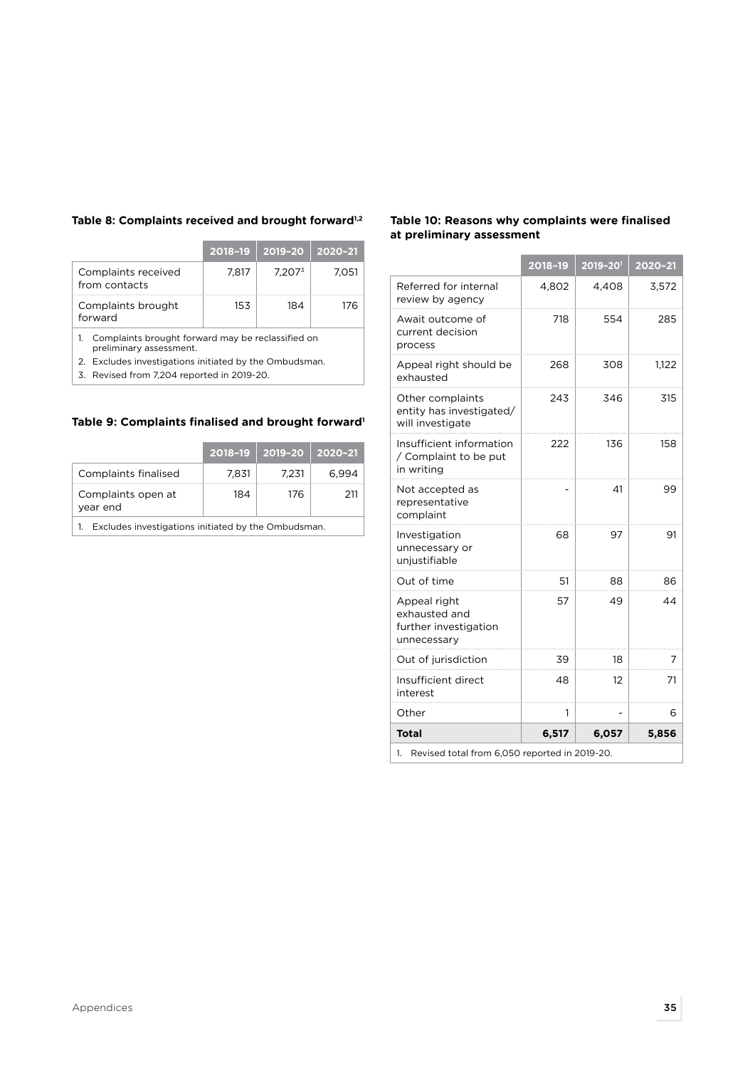### Table 8: Complaints received and brought forward[1,2]

| | 2018–19 | 2019–20 | 2020–21 |
|---|---|---|---|
| Complaints received from contacts | 7,817 | 7,207[3] | 7,051 |
| Complaints brought forward | 153 | 184 | 176 |

1. Complaints brought forward may be reclassified on preliminary assessment.
2. Excludes investigations initiated by the Ombudsman.
3. Revised from 7,204 reported in 2019-20.

### Table 9: Complaints finalised and brought forward[1]

| | 2018–19 | 2019–20 | 2020–21 |
|---|---|---|---|
| Complaints finalised | 7,831 | 7,231 | 6,994 |
| Complaints open at year end | 184 | 176 | 211 |

1. Excludes investigations initiated by the Ombudsman.

### Table 10: Reasons why complaints were finalised at preliminary assessment

| | 2018–19 | 2019–20[1] | 2020–21 |
|---|---|---|---|
| Referred for internal review by agency | 4,802 | 4,408 | 3,572 |
| Await outcome of current decision process | 718 | 554 | 285 |
| Appeal right should be exhausted | 268 | 308 | 1,122 |
| Other complaints entity has investigated/ will investigate | 243 | 346 | 315 |
| Insufficient information / Complaint to be put in writing | 222 | 136 | 158 |
| Not accepted as representative complaint | - | 41 | 99 |
| Investigation unnecessary or unjustifiable | 68 | 97 | 91 |
| Out of time | 51 | 88 | 86 |
| Appeal right exhausted and further investigation unnecessary | 57 | 49 | 44 |
| Out of jurisdiction | 39 | 18 | 7 |
| Insufficient direct interest | 48 | 12 | 71 |
| Other | 1 | - | 6 |
| **Total** | **6,517** | **6,057** | **5,856** |

1. Revised total from 6,050 reported in 2019-20.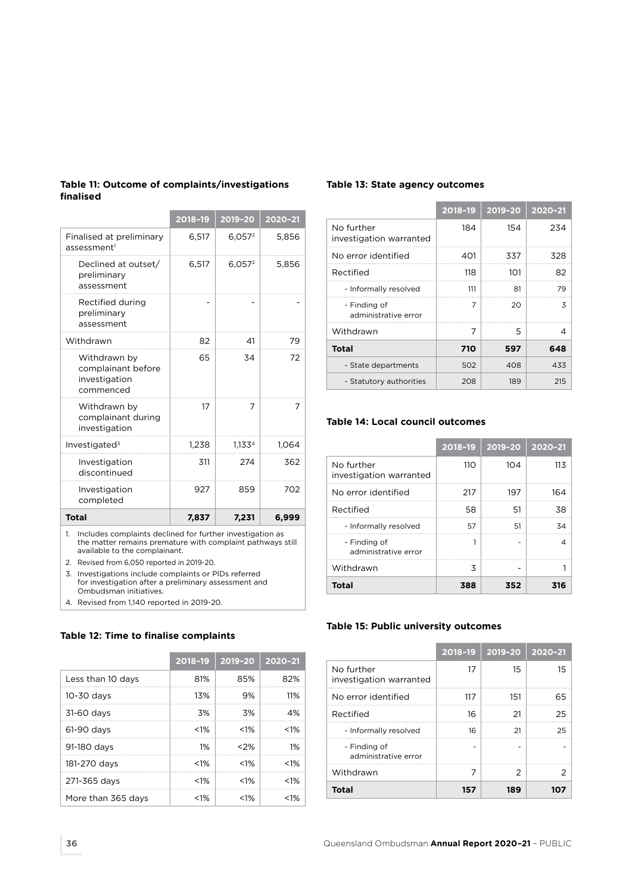### Table 11: Outcome of complaints/investigations finalised

| | 2018–19 | 2019–20 | 2020–21 |
|---|---|---|---|
| Finalised at preliminary assessment[1] | 6,517 | 6,057[2] | 5,856 |
| Declined at outset/ preliminary assessment | 6,517 | 6,057[2] | 5,856 |
| Rectified during preliminary assessment | - | - | - |
| Withdrawn | 82 | 41 | 79 |
| Withdrawn by complainant before investigation commenced | 65 | 34 | 72 |
| Withdrawn by complainant during investigation | 17 | 7 | 7 |
| Investigated[3] | 1,238 | 1,133[4] | 1,064 |
| Investigation discontinued | 311 | 274 | 362 |
| Investigation completed | 927 | 859 | 702 |
| **Total** | **7,837** | **7,231** | **6,999** |

1. Includes complaints declined for further investigation as the matter remains premature with complaint pathways still available to the complainant.
2. Revised from 6,050 reported in 2019-20.
3. Investigations include complaints or PIDs referred for investigation after a preliminary assessment and Ombudsman initiatives.
4. Revised from 1,140 reported in 2019-20.

### Table 12: Time to finalise complaints

| | 2018–19 | 2019–20 | 2020–21 |
|---|---|---|---|
| Less than 10 days | 81% | 85% | 82% |
| 10-30 days | 13% | 9% | 11% |
| 31-60 days | 3% | 3% | 4% |
| 61-90 days | <1% | <1% | <1% |
| 91-180 days | 1% | <2% | 1% |
| 181-270 days | <1% | <1% | <1% |
| 271-365 days | <1% | <1% | <1% |
| More than 365 days | <1% | <1% | <1% |

### Table 13: State agency outcomes

| | 2018–19 | 2019–20 | 2020–21 |
|---|---|---|---|
| No further investigation warranted | 184 | 154 | 234 |
| No error identified | 401 | 337 | 328 |
| Rectified | 118 | 101 | 82 |
| - Informally resolved | 111 | 81 | 79 |
| - Finding of administrative error | 7 | 20 | 3 |
| Withdrawn | 7 | 5 | 4 |
| **Total** | **710** | **597** | **648** |
| - State departments | 502 | 408 | 433 |
| - Statutory authorities | 208 | 189 | 215 |

### Table 14: Local council outcomes

| | 2018–19 | 2019–20 | 2020–21 |
|---|---|---|---|
| No further investigation warranted | 110 | 104 | 113 |
| No error identified | 217 | 197 | 164 |
| Rectified | 58 | 51 | 38 |
| - Informally resolved | 57 | 51 | 34 |
| - Finding of administrative error | 1 | - | 4 |
| Withdrawn | 3 | - | 1 |
| **Total** | **388** | **352** | **316** |

### Table 15: Public university outcomes

| | 2018–19 | 2019–20 | 2020–21 |
|---|---|---|---|
| No further investigation warranted | 17 | 15 | 15 |
| No error identified | 117 | 151 | 65 |
| Rectified | 16 | 21 | 25 |
| - Informally resolved | 16 | 21 | 25 |
| - Finding of administrative error | - | - | - |
| Withdrawn | 7 | 2 | 2 |
| **Total** | **157** | **189** | **107** |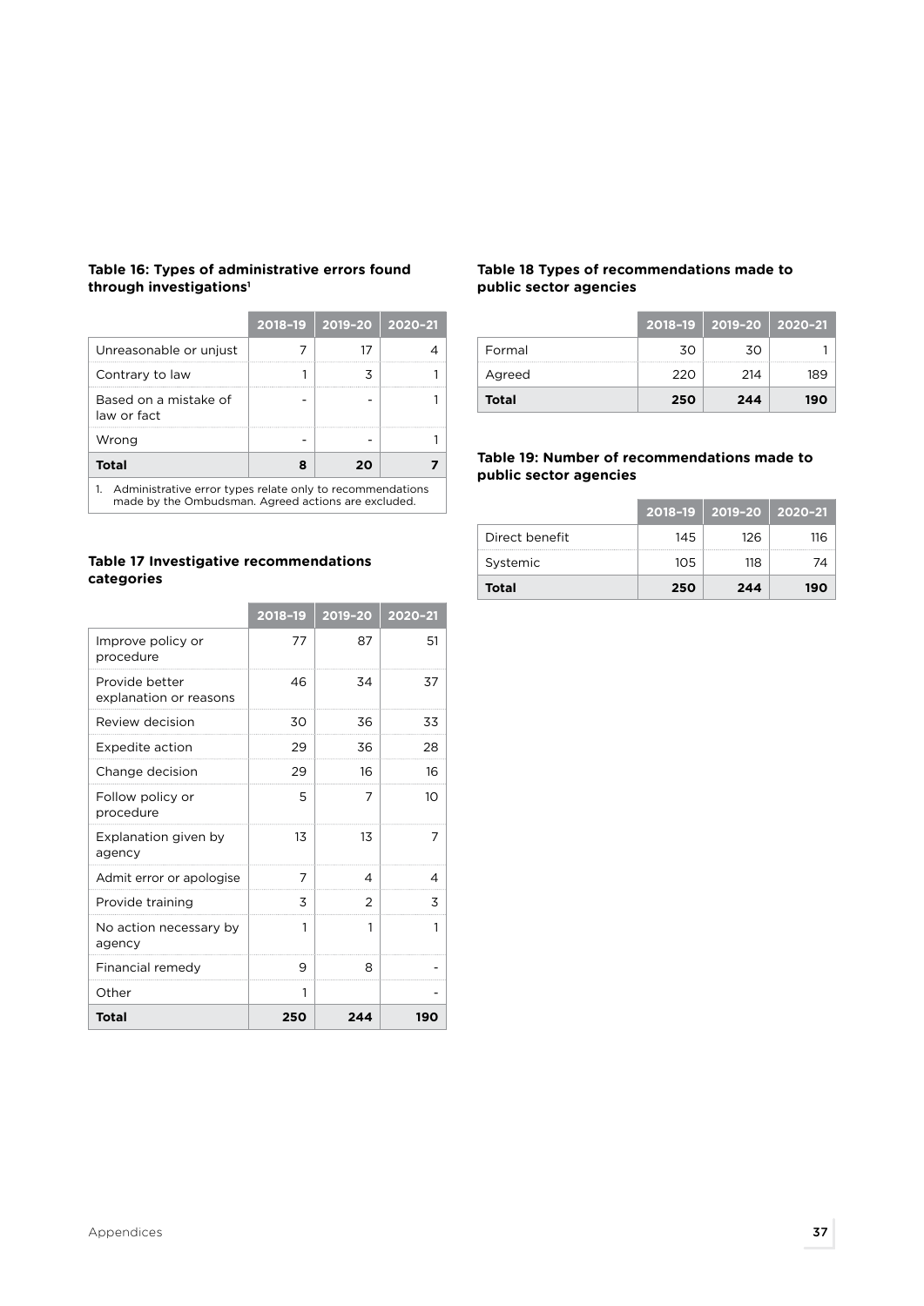### Table 16: Types of administrative errors found through investigations[1]

| | 2018–19 | 2019–20 | 2020–21 |
|---|---|---|---|
| Unreasonable or unjust | 7 | 17 | 4 |
| Contrary to law | 1 | 3 | 1 |
| Based on a mistake of law or fact | - | - | 1 |
| Wrong | - | - | 1 |
| **Total** | **8** | **20** | **7** |

1. Administrative error types relate only to recommendations made by the Ombudsman. Agreed actions are excluded.

### Table 17 Investigative recommendations categories

| | 2018–19 | 2019–20 | 2020–21 |
|---|---|---|---|
| Improve policy or procedure | 77 | 87 | 51 |
| Provide better explanation or reasons | 46 | 34 | 37 |
| Review decision | 30 | 36 | 33 |
| Expedite action | 29 | 36 | 28 |
| Change decision | 29 | 16 | 16 |
| Follow policy or procedure | 5 | 7 | 10 |
| Explanation given by agency | 13 | 13 | 7 |
| Admit error or apologise | 7 | 4 | 4 |
| Provide training | 3 | 2 | 3 |
| No action necessary by agency | 1 | 1 | 1 |
| Financial remedy | 9 | 8 | - |
| Other | 1 | | - |
| **Total** | **250** | **244** | **190** |

### Table 18 Types of recommendations made to public sector agencies

| | 2018–19 | 2019–20 | 2020–21 |
|---|---|---|---|
| Formal | 30 | 30 | 1 |
| Agreed | 220 | 214 | 189 |
| **Total** | **250** | **244** | **190** |

### Table 19: Number of recommendations made to public sector agencies

| | 2018–19 | 2019–20 | 2020–21 |
|---|---|---|---|
| Direct benefit | 145 | 126 | 116 |
| Systemic | 105 | 118 | 74 |
| **Total** | **250** | **244** | **190** |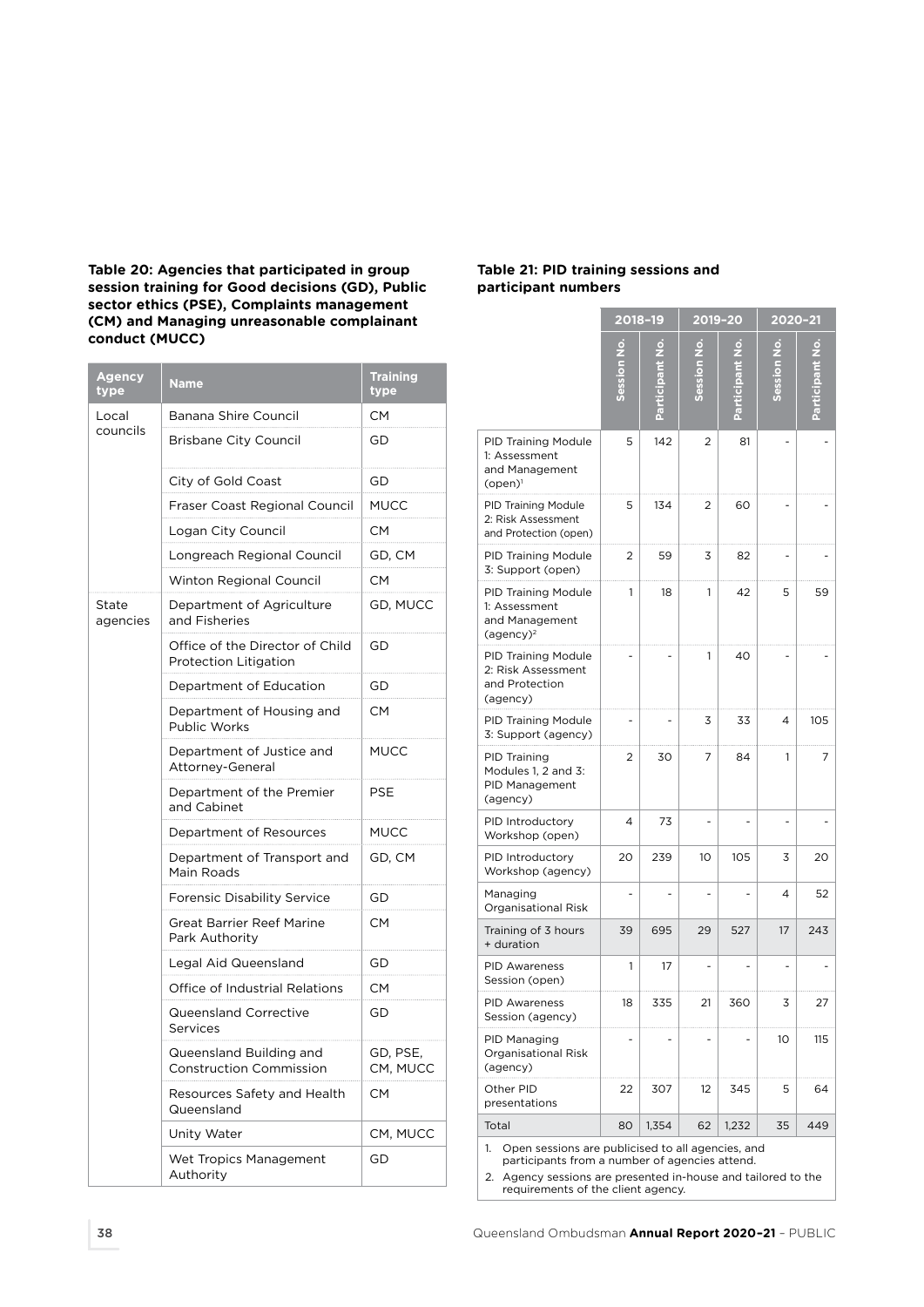**Table 20: Agencies that participated in group session training for Good decisions (GD), Public sector ethics (PSE), Complaints management (CM) and Managing unreasonable complainant conduct (MUCC)**

| Agency type | Name | Training type |
|---|---|---|
| Local councils | Banana Shire Council | CM |
| | Brisbane City Council | GD |
| | City of Gold Coast | GD |
| | Fraser Coast Regional Council | MUCC |
| | Logan City Council | CM |
| | Longreach Regional Council | GD, CM |
| | Winton Regional Council | CM |
| State agencies | Department of Agriculture and Fisheries | GD, MUCC |
| | Office of the Director of Child Protection Litigation | GD |
| | Department of Education | GD |
| | Department of Housing and Public Works | CM |
| | Department of Justice and Attorney-General | MUCC |
| | Department of the Premier and Cabinet | PSE |
| | Department of Resources | MUCC |
| | Department of Transport and Main Roads | GD, CM |
| | Forensic Disability Service | GD |
| | Great Barrier Reef Marine Park Authority | CM |
| | Legal Aid Queensland | GD |
| | Office of Industrial Relations | CM |
| | Queensland Corrective Services | GD |
| | Queensland Building and Construction Commission | GD, PSE, CM, MUCC |
| | Resources Safety and Health Queensland | CM |
| | Unity Water | CM, MUCC |
| | Wet Tropics Management Authority | GD |

**Table 21: PID training sessions and participant numbers**

| | 2018–19 | | 2019–20 | | 2020–21 | |
|---|---|---|---|---|---|---|
| | Session No. | Participant No. | Session No. | Participant No. | Session No. | Participant No. |
| PID Training Module 1: Assessment and Management (open)[1] | 5 | 142 | 2 | 81 | - | - |
| PID Training Module 2: Risk Assessment and Protection (open) | 5 | 134 | 2 | 60 | - | - |
| PID Training Module 3: Support (open) | 2 | 59 | 3 | 82 | - | - |
| PID Training Module 1: Assessment and Management (agency)[2] | 1 | 18 | 1 | 42 | 5 | 59 |
| PID Training Module 2: Risk Assessment and Protection (agency) | - | - | 1 | 40 | - | - |
| PID Training Module 3: Support (agency) | - | - | 3 | 33 | 4 | 105 |
| PID Training Modules 1, 2 and 3: PID Management (agency) | 2 | 30 | 7 | 84 | 1 | 7 |
| PID Introductory Workshop (open) | 4 | 73 | - | - | - | - |
| PID Introductory Workshop (agency) | 20 | 239 | 10 | 105 | 3 | 20 |
| Managing Organisational Risk | - | - | - | - | 4 | 52 |
| Training of 3 hours + duration | 39 | 695 | 29 | 527 | 17 | 243 |
| PID Awareness Session (open) | 1 | 17 | - | - | - | - |
| PID Awareness Session (agency) | 18 | 335 | 21 | 360 | 3 | 27 |
| PID Managing Organisational Risk (agency) | - | - | - | - | 10 | 115 |
| Other PID presentations | 22 | 307 | 12 | 345 | 5 | 64 |
| Total | 80 | 1,354 | 62 | 1,232 | 35 | 449 |

1. Open sessions are publicised to all agencies, and participants from a number of agencies attend.
2. Agency sessions are presented in-house and tailored to the requirements of the client agency.